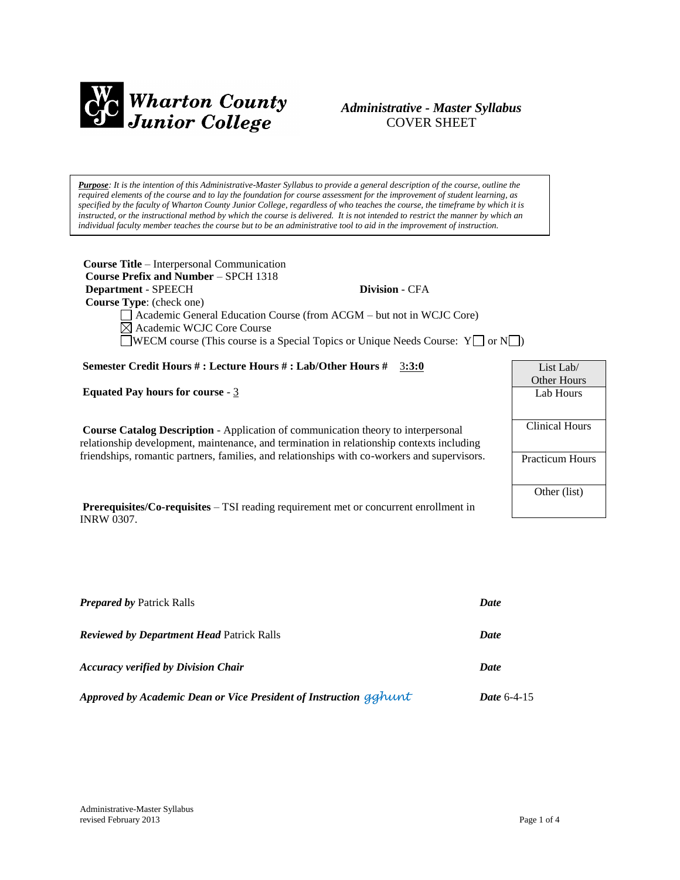**Wharton County Junior College**

# *Administrative - Master Syllabus*
COVER SHEET

***Purpose**: It is the intention of this Administrative-Master Syllabus to provide a general description of the course, outline the required elements of the course and to lay the foundation for course assessment for the improvement of student learning, as specified by the faculty of Wharton County Junior College, regardless of who teaches the course, the timeframe by which it is instructed, or the instructional method by which the course is delivered. It is not intended to restrict the manner by which an individual faculty member teaches the course but to be an administrative tool to aid in the improvement of instruction.*

**Course Title** – Interpersonal Communication
**Course Prefix and Number** – SPCH 1318
**Department** - SPEECH **Division** - CFA
**Course Type**: (check one)

- ☐ Academic General Education Course (from ACGM – but not in WCJC Core)
- ☒ Academic WCJC Core Course
- ☐ WECM course (This course is a Special Topics or Unique Needs Course: Y☐ or N☐)

**Semester Credit Hours # : Lecture Hours # : Lab/Other Hours #** 3:3:0

**Equated Pay hours for course** - 3

| List Lab/ Other Hours |
|---|
| Lab Hours |
| Clinical Hours |
| Practicum Hours |
| Other (list) |

**Course Catalog Description** - Application of communication theory to interpersonal relationship development, maintenance, and termination in relationship contexts including friendships, romantic partners, families, and relationships with co-workers and supervisors.

**Prerequisites/Co-requisites** – TSI reading requirement met or concurrent enrollment in INRW 0307.

***Prepared by*** Patrick Ralls ***Date***

***Reviewed by Department Head*** Patrick Ralls ***Date***

***Accuracy verified by Division Chair*** ***Date***

***Approved by Academic Dean or Vice President of Instruction*** gghunt ***Date*** 6-4-15

Administrative-Master Syllabus
revised February 2013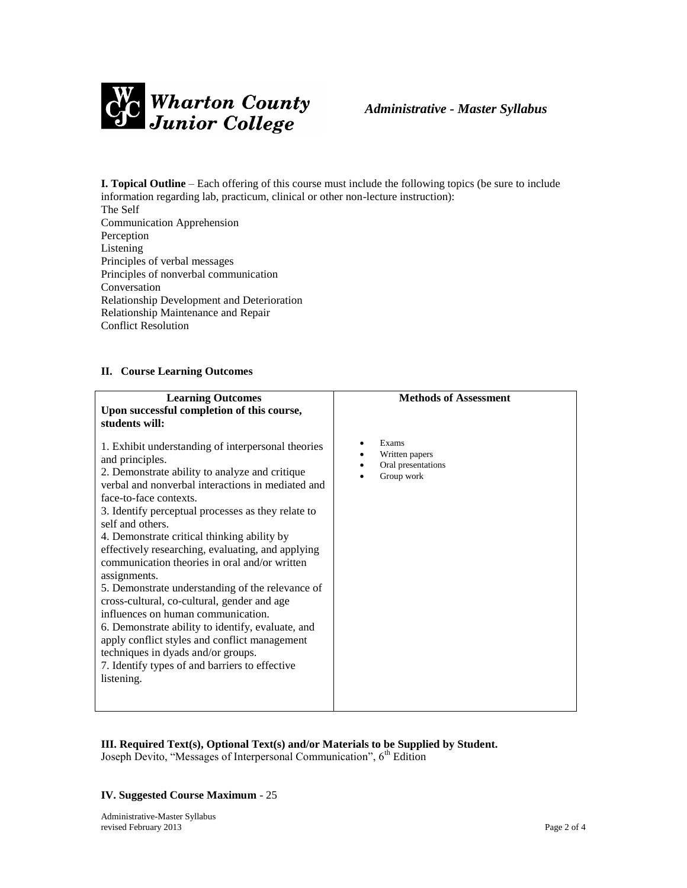**I. Topical Outline** – Each offering of this course must include the following topics (be sure to include information regarding lab, practicum, clinical or other non-lecture instruction):

The Self
Communication Apprehension
Perception
Listening
Principles of verbal messages
Principles of nonverbal communication
Conversation
Relationship Development and Deterioration
Relationship Maintenance and Repair
Conflict Resolution

## II. Course Learning Outcomes

| Learning Outcomes<br>Upon successful completion of this course, students will: | Methods of Assessment |
|---|---|
| 1. Exhibit understanding of interpersonal theories and principles.<br>2. Demonstrate ability to analyze and critique verbal and nonverbal interactions in mediated and face-to-face contexts.<br>3. Identify perceptual processes as they relate to self and others.<br>4. Demonstrate critical thinking ability by effectively researching, evaluating, and applying communication theories in oral and/or written assignments.<br>5. Demonstrate understanding of the relevance of cross-cultural, co-cultural, gender and age influences on human communication.<br>6. Demonstrate ability to identify, evaluate, and apply conflict styles and conflict management techniques in dyads and/or groups.<br>7. Identify types of and barriers to effective listening. | • Exams<br>• Written papers<br>• Oral presentations<br>• Group work |

**III. Required Text(s), Optional Text(s) and/or Materials to be Supplied by Student.**

Joseph Devito, "Messages of Interpersonal Communication", 6th Edition

**IV. Suggested Course Maximum** - 25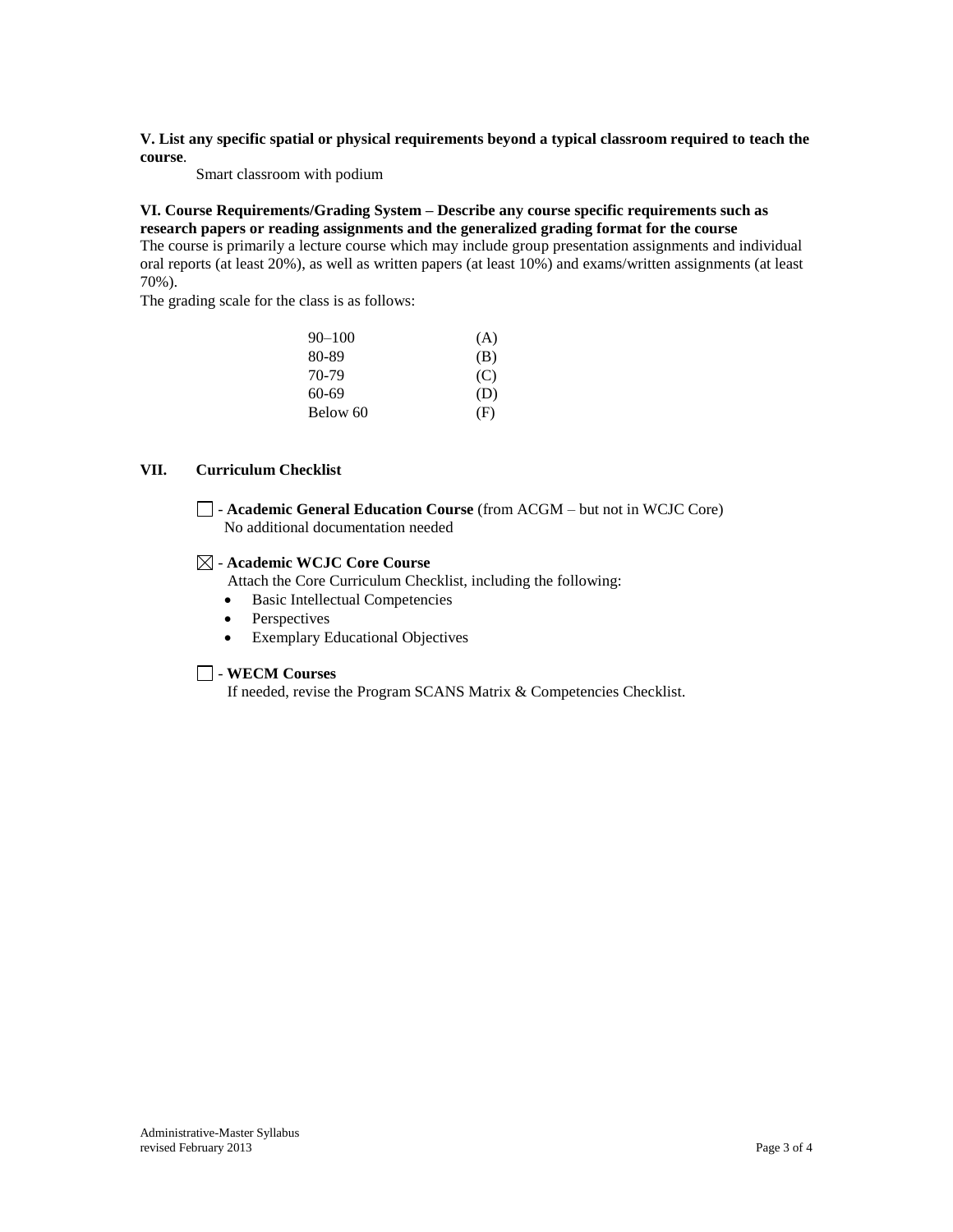**V. List any specific spatial or physical requirements beyond a typical classroom required to teach the course**.

Smart classroom with podium

**VI. Course Requirements/Grading System – Describe any course specific requirements such as research papers or reading assignments and the generalized grading format for the course**

The course is primarily a lecture course which may include group presentation assignments and individual oral reports (at least 20%), as well as written papers (at least 10%) and exams/written assignments (at least 70%).

The grading scale for the class is as follows:

| | |
|---|---|
| 90–100 | (A) |
| 80-89 | (B) |
| 70-79 | (C) |
| 60-69 | (D) |
| Below 60 | (F) |

**VII. Curriculum Checklist**

☐ - **Academic General Education Course** (from ACGM – but not in WCJC Core)
No additional documentation needed

☒ - **Academic WCJC Core Course**
Attach the Core Curriculum Checklist, including the following:

- Basic Intellectual Competencies
- Perspectives
- Exemplary Educational Objectives

☐ - **WECM Courses**
If needed, revise the Program SCANS Matrix & Competencies Checklist.